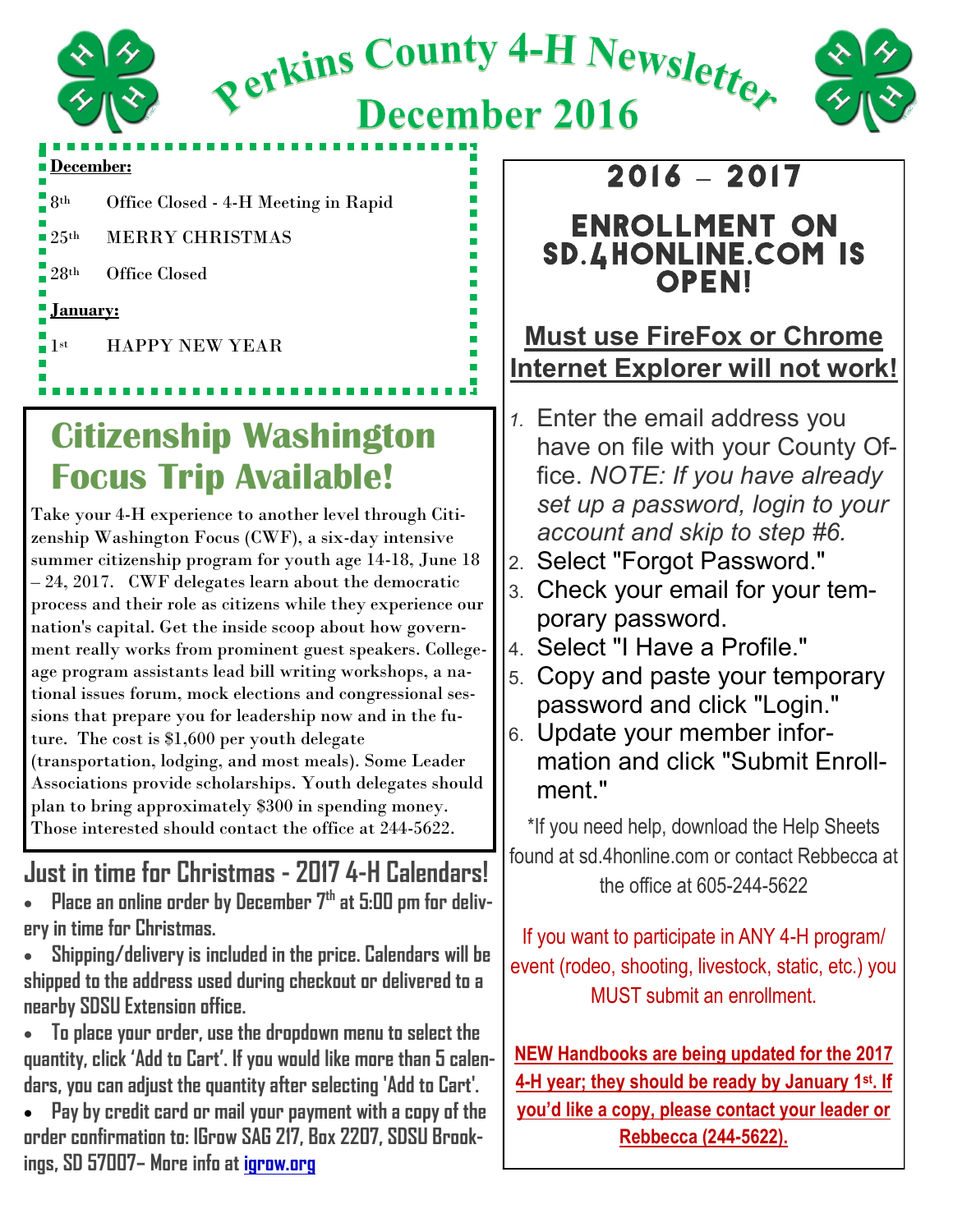# Perkins County 4-H Newsletter

# December 2016

**December:**

8th Office Closed - 4-H Meeting in Rapid

25th MERRY CHRISTMAS

28th Office Closed

**January:**

1st HAPPY NEW YEAR

## Citizenship Washington Focus Trip Available!

Take your 4-H experience to another level through Citizenship Washington Focus (CWF), a six-day intensive summer citizenship program for youth age 14-18, June 18 – 24, 2017. CWF delegates learn about the democratic process and their role as citizens while they experience our nation's capital. Get the inside scoop about how government really works from prominent guest speakers. College-age program assistants lead bill writing workshops, a national issues forum, mock elections and congressional sessions that prepare you for leadership now and in the future. The cost is $1,600 per youth delegate (transportation, lodging, and most meals). Some Leader Associations provide scholarships. Youth delegates should plan to bring approximately $300 in spending money. Those interested should contact the office at 244-5622.

## Just in time for Christmas - 2017 4-H Calendars!

- **Place an online order by December 7th at 5:00 pm for delivery in time for Christmas.**
- **Shipping/delivery is included in the price. Calendars will be shipped to the address used during checkout or delivered to a nearby SDSU Extension office.**
- **To place your order, use the dropdown menu to select the quantity, click 'Add to Cart'. If you would like more than 5 calendars, you can adjust the quantity after selecting 'Add to Cart'.**
- **Pay by credit card or mail your payment with a copy of the order confirmation to: IGrow SAG 217, Box 2207, SDSU Brookings, SD 57007– More info at igrow.org**

## 2016 – 2017

## Enrollment on sd.4honline.com is open!

**Must use FireFox or Chrome**
**Internet Explorer will not work!**

1. Enter the email address you have on file with your County Office. *NOTE: If you have already set up a password, login to your account and skip to step #6.*
2. Select "Forgot Password."
3. Check your email for your temporary password.
4. Select "I Have a Profile."
5. Copy and paste your temporary password and click "Login."
6. Update your member information and click "Submit Enrollment."

*If you need help, download the Help Sheets found at sd.4honline.com or contact Rebbecca at the office at 605-244-5622

If you want to participate in ANY 4-H program/ event (rodeo, shooting, livestock, static, etc.) you MUST submit an enrollment.

**NEW Handbooks are being updated for the 2017 4-H year; they should be ready by January 1st. If you'd like a copy, please contact your leader or Rebbecca (244-5622).**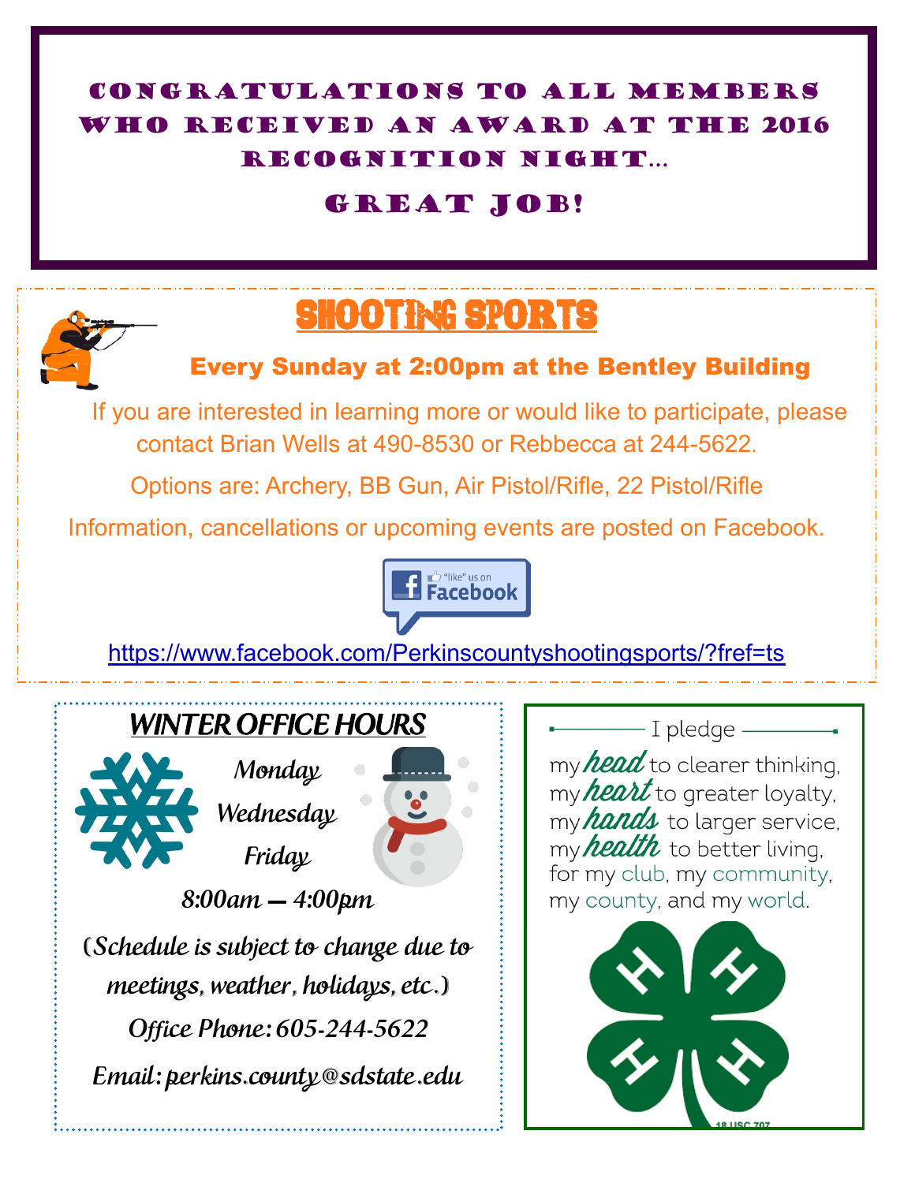# Congratulations to all members who received an award at the 2016 Recognition Night…

# Great Job!

## SHOOTING SPORTS

**Every Sunday at 2:00pm at the Bentley Building**

If you are interested in learning more or would like to participate, please contact Brian Wells at 490-8530 or Rebbecca at 244-5622.

Options are: Archery, BB Gun, Air Pistol/Rifle, 22 Pistol/Rifle

Information, cancellations or upcoming events are posted on Facebook.

"like" us on Facebook

https://www.facebook.com/Perkinscountyshootingsports/?fref=ts

## WINTER OFFICE HOURS

*Monday*

*Wednesday*

*Friday*

*8:00am — 4:00pm*

*(Schedule is subject to change due to meetings, weather, holidays, etc.)*

*Office Phone: 605-244-5622*

*Email: perkins.county@sdstate.edu*

I pledge

my ***head*** to clearer thinking,
my ***heart*** to greater loyalty,
my ***hands*** to larger service,
my ***health*** to better living,
for my club, my community,
my county, and my world.

18 USC 707